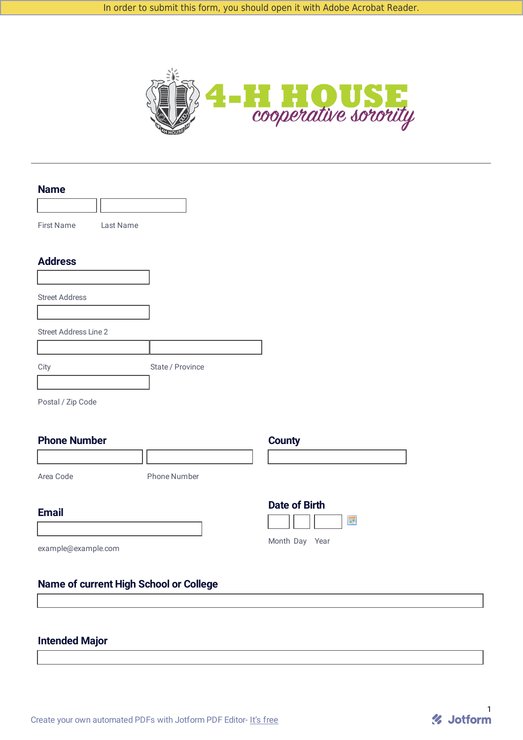In order to submit this form, you should open it with Adobe Acrobat Reader.

# 4-H HOUSE
*cooperative sorority*

---

## Name

First Name | Last Name

## Address

Street Address

Street Address Line 2

City | State / Province

Postal / Zip Code

## Phone Number

Area Code | Phone Number

## County

## Date of Birth

Month Day Year

## Email

example@example.com

## Name of current High School or College

## Intended Major

Create your own automated PDFs with Jotform PDF Editor- It's free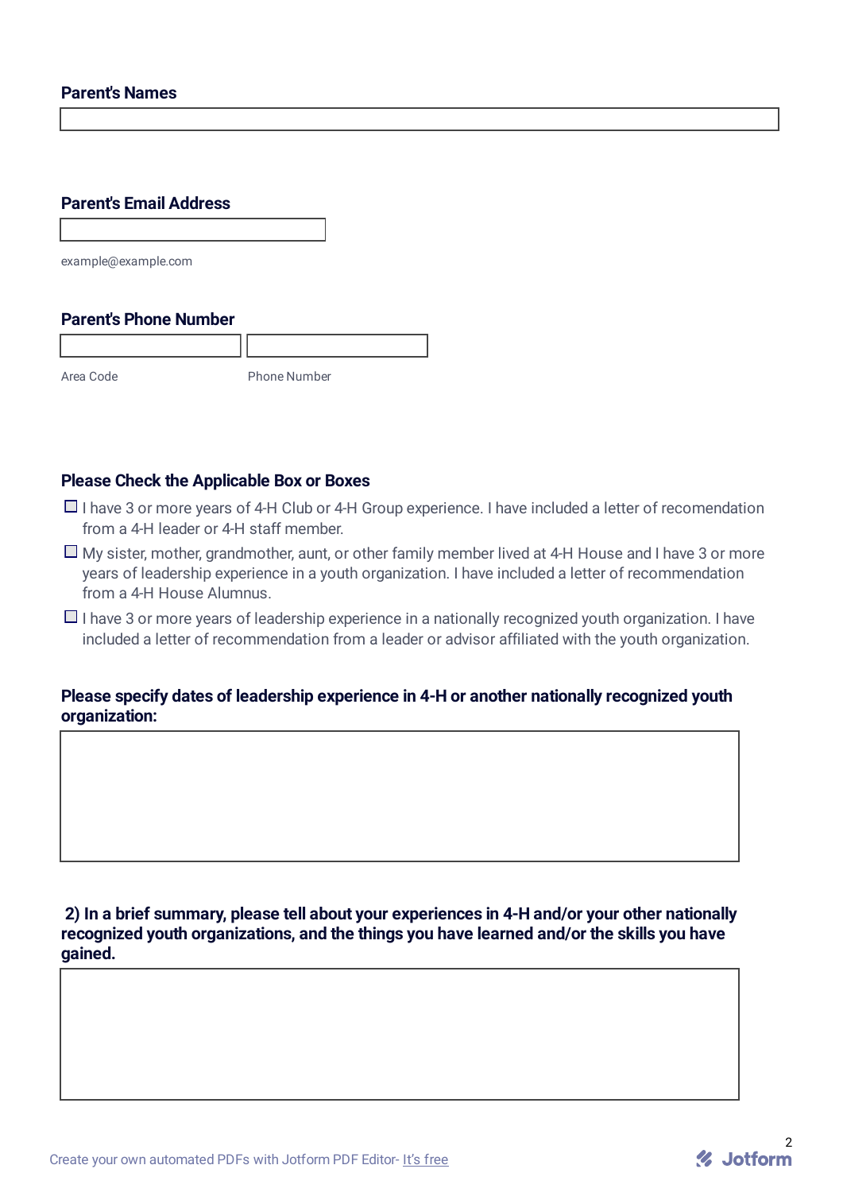**Parent's Names**

**Parent's Email Address**

example@example.com

**Parent's Phone Number**

Area Code | Phone Number

**Please Check the Applicable Box or Boxes**

- ☐ I have 3 or more years of 4-H Club or 4-H Group experience. I have included a letter of recomendation from a 4-H leader or 4-H staff member.
- ☐ My sister, mother, grandmother, aunt, or other family member lived at 4-H House and I have 3 or more years of leadership experience in a youth organization. I have included a letter of recommendation from a 4-H House Alumnus.
- ☐ I have 3 or more years of leadership experience in a nationally recognized youth organization. I have included a letter of recommendation from a leader or advisor affiliated with the youth organization.

**Please specify dates of leadership experience in 4-H or another nationally recognized youth organization:**

**2) In a brief summary, please tell about your experiences in 4-H and/or your other nationally recognized youth organizations, and the things you have learned and/or the skills you have gained.**

Create your own automated PDFs with Jotform PDF Editor- It's free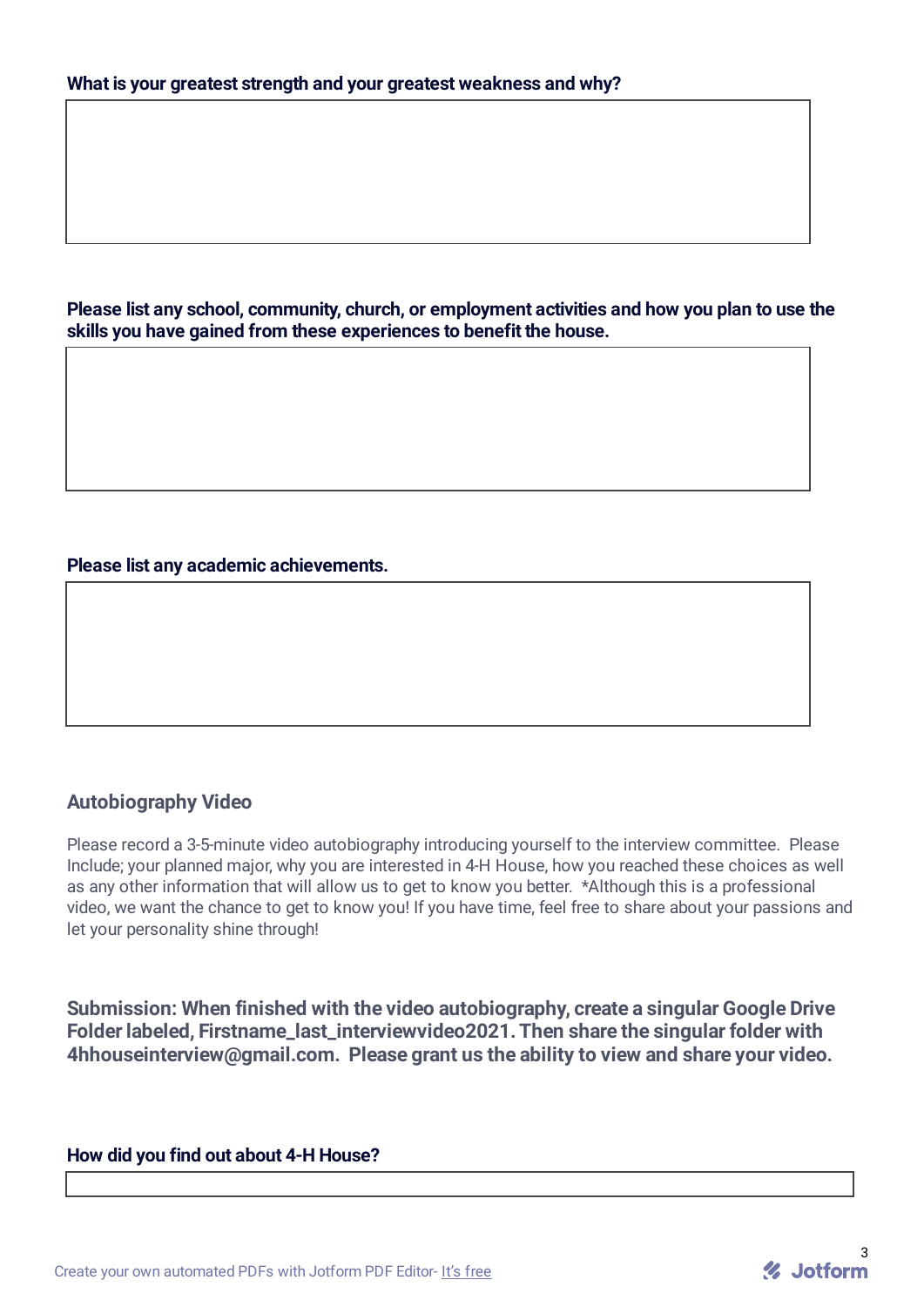**What is your greatest strength and your greatest weakness and why?**

**Please list any school, community, church, or employment activities and how you plan to use the skills you have gained from these experiences to benefit the house.**

**Please list any academic achievements.**

## Autobiography Video

Please record a 3-5-minute video autobiography introducing yourself to the interview committee. Please Include; your planned major, why you are interested in 4-H House, how you reached these choices as well as any other information that will allow us to get to know you better. *Although this is a professional video, we want the chance to get to know you! If you have time, feel free to share about your passions and let your personality shine through!

**Submission: When finished with the video autobiography, create a singular Google Drive Folder labeled, Firstname_last_interviewvideo2021. Then share the singular folder with 4hhouseinterview@gmail.com. Please grant us the ability to view and share your video.**

**How did you find out about 4-H House?**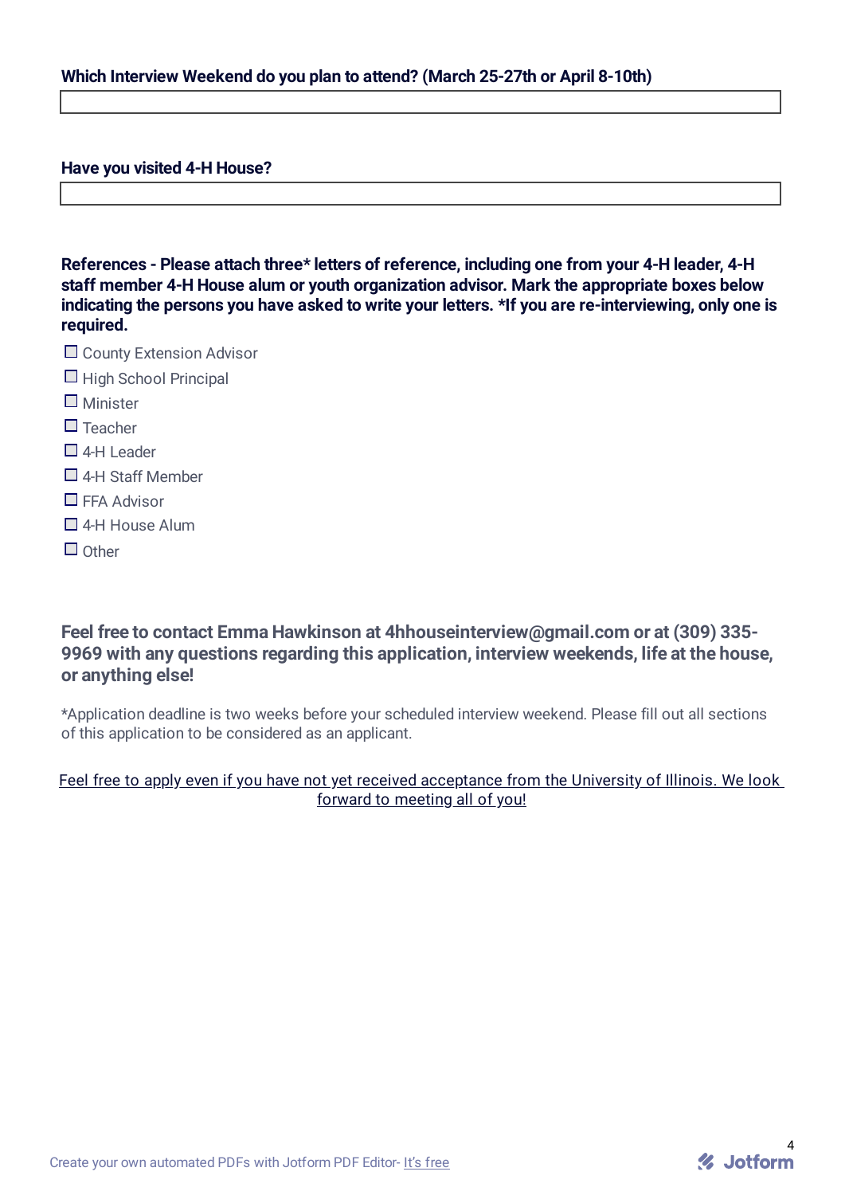**Which Interview Weekend do you plan to attend? (March 25-27th or April 8-10th)**

**Have you visited 4-H House?**

**References - Please attach three* letters of reference, including one from your 4-H leader, 4-H staff member 4-H House alum or youth organization advisor. Mark the appropriate boxes below indicating the persons you have asked to write your letters. *If you are re-interviewing, only one is required.**

- ☐ County Extension Advisor
- ☐ High School Principal
- ☐ Minister
- ☐ Teacher
- ☐ 4-H Leader
- ☐ 4-H Staff Member
- ☐ FFA Advisor
- ☐ 4-H House Alum
- ☐ Other

**Feel free to contact Emma Hawkinson at 4hhouseinterview@gmail.com or at (309) 335-9969 with any questions regarding this application, interview weekends, life at the house, or anything else!**

*Application deadline is two weeks before your scheduled interview weekend. Please fill out all sections of this application to be considered as an applicant.

Feel free to apply even if you have not yet received acceptance from the University of Illinois. We look forward to meeting all of you!